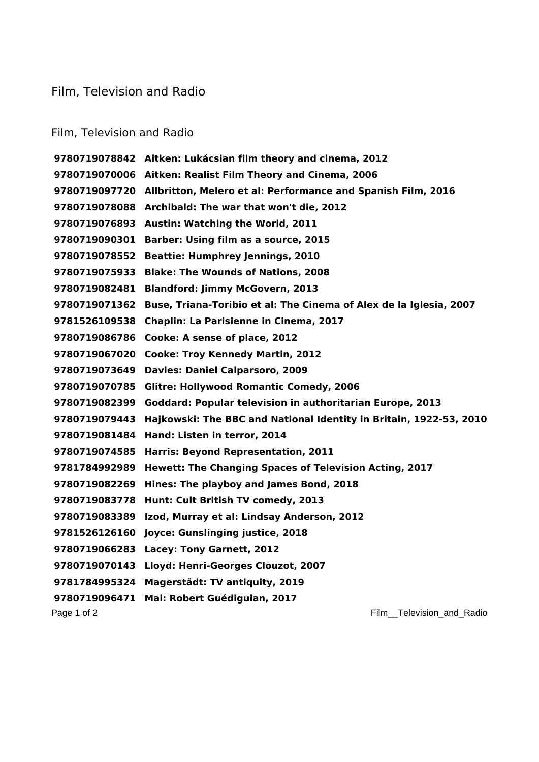# Film, Television and Radio

## Film, Television and Radio

| | |
|---|---|
| **9780719078842** | **Aitken: Lukácsian film theory and cinema, 2012** |
| **9780719070006** | **Aitken: Realist Film Theory and Cinema, 2006** |
| **9780719097720** | **Allbritton, Melero et al: Performance and Spanish Film, 2016** |
| **9780719078088** | **Archibald: The war that won't die, 2012** |
| **9780719076893** | **Austin: Watching the World, 2011** |
| **9780719090301** | **Barber: Using film as a source, 2015** |
| **9780719078552** | **Beattie: Humphrey Jennings, 2010** |
| **9780719075933** | **Blake: The Wounds of Nations, 2008** |
| **9780719082481** | **Blandford: Jimmy McGovern, 2013** |
| **9780719071362** | **Buse, Triana-Toribio et al: The Cinema of Alex de la Iglesia, 2007** |
| **9781526109538** | **Chaplin: La Parisienne in Cinema, 2017** |
| **9780719086786** | **Cooke: A sense of place, 2012** |
| **9780719067020** | **Cooke: Troy Kennedy Martin, 2012** |
| **9780719073649** | **Davies: Daniel Calparsoro, 2009** |
| **9780719070785** | **Glitre: Hollywood Romantic Comedy, 2006** |
| **9780719082399** | **Goddard: Popular television in authoritarian Europe, 2013** |
| **9780719079443** | **Hajkowski: The BBC and National Identity in Britain, 1922-53, 2010** |
| **9780719081484** | **Hand: Listen in terror, 2014** |
| **9780719074585** | **Harris: Beyond Representation, 2011** |
| **9781784992989** | **Hewett: The Changing Spaces of Television Acting, 2017** |
| **9780719082269** | **Hines: The playboy and James Bond, 2018** |
| **9780719083778** | **Hunt: Cult British TV comedy, 2013** |
| **9780719083389** | **Izod, Murray et al: Lindsay Anderson, 2012** |
| **9781526126160** | **Joyce: Gunslinging justice, 2018** |
| **9780719066283** | **Lacey: Tony Garnett, 2012** |
| **9780719070143** | **Lloyd: Henri-Georges Clouzot, 2007** |
| **9781784995324** | **Magerstädt: TV antiquity, 2019** |
| **9780719096471** | **Mai: Robert Guédiguian, 2017** |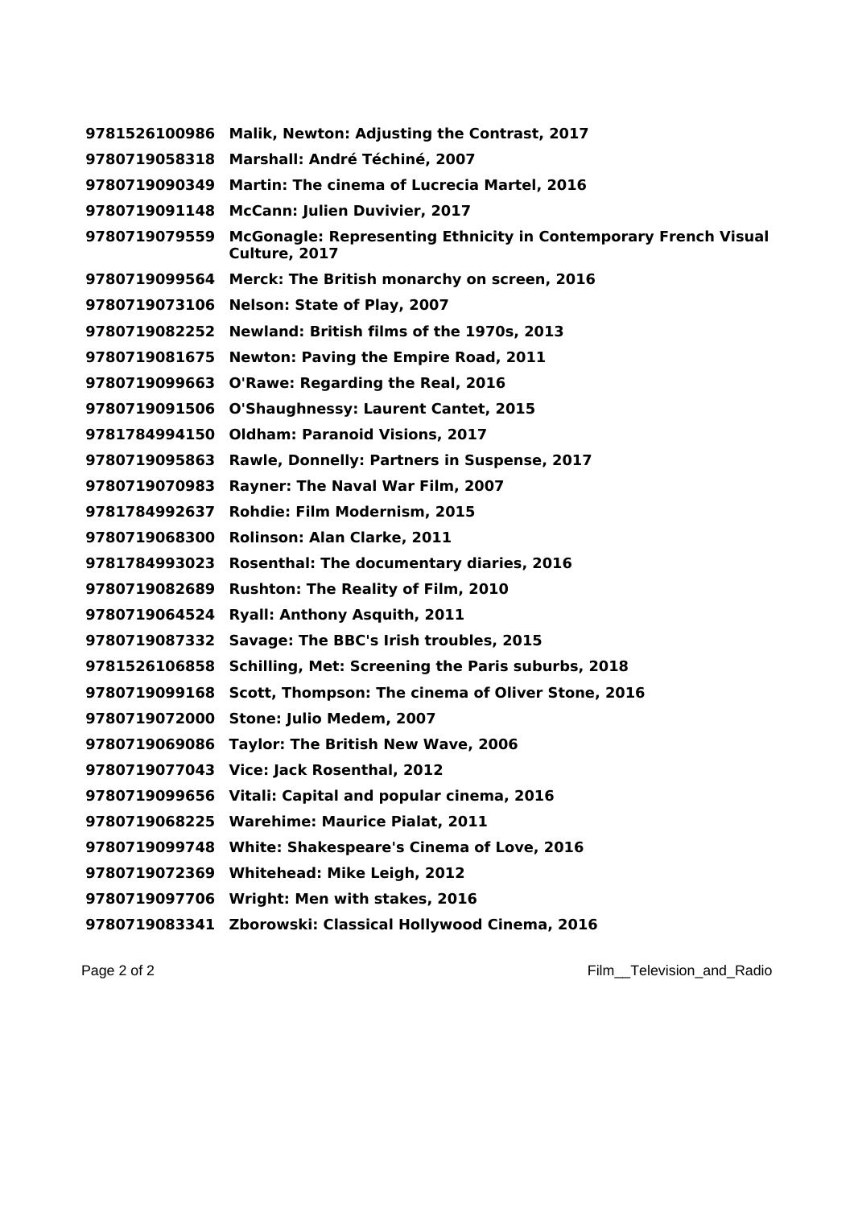**9781526100986 Malik, Newton: Adjusting the Contrast, 2017**

**9780719058318 Marshall: André Téchiné, 2007**

**9780719090349 Martin: The cinema of Lucrecia Martel, 2016**

**9780719091148 McCann: Julien Duvivier, 2017**

**9780719079559 McGonagle: Representing Ethnicity in Contemporary French Visual Culture, 2017**

**9780719099564 Merck: The British monarchy on screen, 2016**

**9780719073106 Nelson: State of Play, 2007**

**9780719082252 Newland: British films of the 1970s, 2013**

**9780719081675 Newton: Paving the Empire Road, 2011**

**9780719099663 O'Rawe: Regarding the Real, 2016**

**9780719091506 O'Shaughnessy: Laurent Cantet, 2015**

**9781784994150 Oldham: Paranoid Visions, 2017**

**9780719095863 Rawle, Donnelly: Partners in Suspense, 2017**

**9780719070983 Rayner: The Naval War Film, 2007**

**9781784992637 Rohdie: Film Modernism, 2015**

**9780719068300 Rolinson: Alan Clarke, 2011**

**9781784993023 Rosenthal: The documentary diaries, 2016**

**9780719082689 Rushton: The Reality of Film, 2010**

**9780719064524 Ryall: Anthony Asquith, 2011**

**9780719087332 Savage: The BBC's Irish troubles, 2015**

**9781526106858 Schilling, Met: Screening the Paris suburbs, 2018**

**9780719099168 Scott, Thompson: The cinema of Oliver Stone, 2016**

**9780719072000 Stone: Julio Medem, 2007**

**9780719069086 Taylor: The British New Wave, 2006**

**9780719077043 Vice: Jack Rosenthal, 2012**

**9780719099656 Vitali: Capital and popular cinema, 2016**

**9780719068225 Warehime: Maurice Pialat, 2011**

**9780719099748 White: Shakespeare's Cinema of Love, 2016**

**9780719072369 Whitehead: Mike Leigh, 2012**

**9780719097706 Wright: Men with stakes, 2016**

**9780719083341 Zborowski: Classical Hollywood Cinema, 2016**